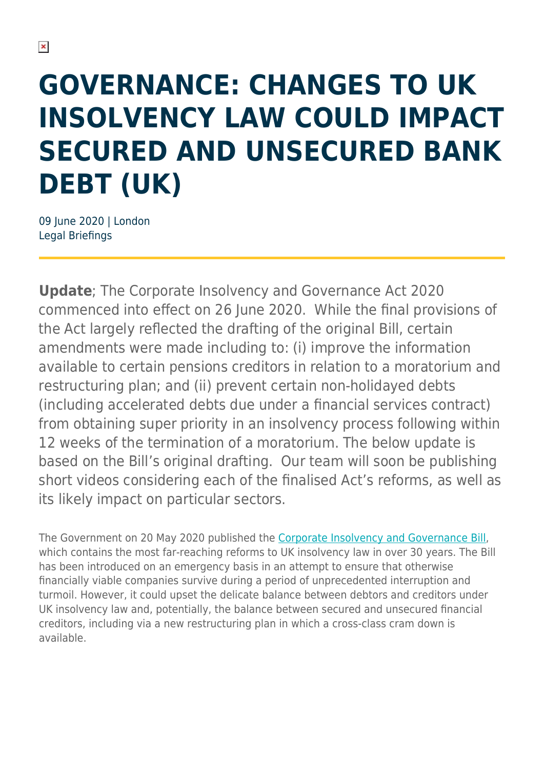# GOVERNANCE: CHANGES TO UK INSOLVENCY LAW COULD IMPACT SECURED AND UNSECURED BANK DEBT (UK)

09 June 2020 | London
Legal Briefings

**Update**; The Corporate Insolvency and Governance Act 2020 commenced into effect on 26 June 2020. While the final provisions of the Act largely reflected the drafting of the original Bill, certain amendments were made including to: (i) improve the information available to certain pensions creditors in relation to a moratorium and restructuring plan; and (ii) prevent certain non-holidayed debts (including accelerated debts due under a financial services contract) from obtaining super priority in an insolvency process following within 12 weeks of the termination of a moratorium. The below update is based on the Bill's original drafting. Our team will soon be publishing short videos considering each of the finalised Act's reforms, as well as its likely impact on particular sectors.

The Government on 20 May 2020 published the Corporate Insolvency and Governance Bill, which contains the most far-reaching reforms to UK insolvency law in over 30 years. The Bill has been introduced on an emergency basis in an attempt to ensure that otherwise financially viable companies survive during a period of unprecedented interruption and turmoil. However, it could upset the delicate balance between debtors and creditors under UK insolvency law and, potentially, the balance between secured and unsecured financial creditors, including via a new restructuring plan in which a cross-class cram down is available.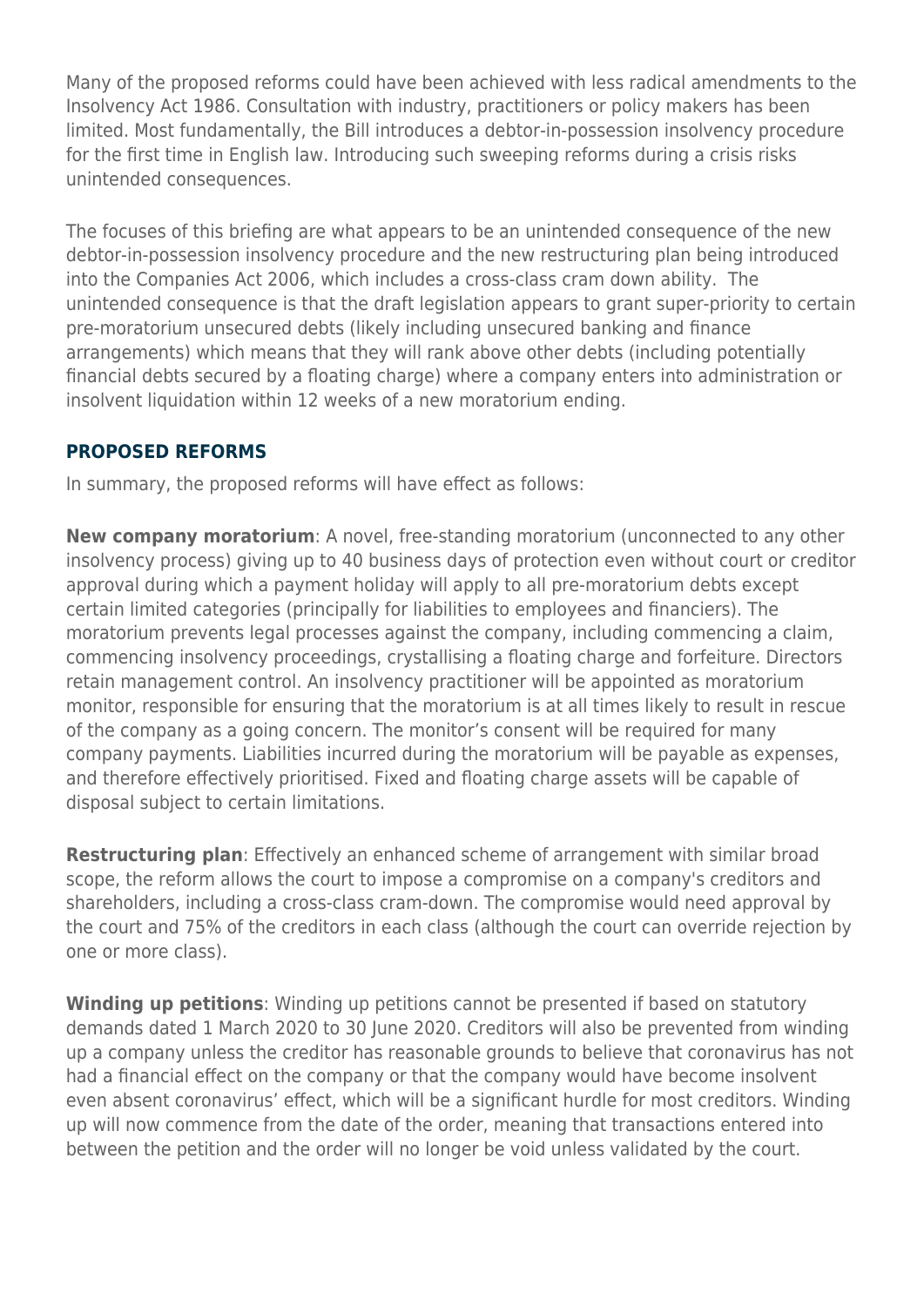Many of the proposed reforms could have been achieved with less radical amendments to the Insolvency Act 1986. Consultation with industry, practitioners or policy makers has been limited. Most fundamentally, the Bill introduces a debtor-in-possession insolvency procedure for the first time in English law. Introducing such sweeping reforms during a crisis risks unintended consequences.

The focuses of this briefing are what appears to be an unintended consequence of the new debtor-in-possession insolvency procedure and the new restructuring plan being introduced into the Companies Act 2006, which includes a cross-class cram down ability. The unintended consequence is that the draft legislation appears to grant super-priority to certain pre-moratorium unsecured debts (likely including unsecured banking and finance arrangements) which means that they will rank above other debts (including potentially financial debts secured by a floating charge) where a company enters into administration or insolvent liquidation within 12 weeks of a new moratorium ending.

## PROPOSED REFORMS

In summary, the proposed reforms will have effect as follows:

**New company moratorium**: A novel, free-standing moratorium (unconnected to any other insolvency process) giving up to 40 business days of protection even without court or creditor approval during which a payment holiday will apply to all pre-moratorium debts except certain limited categories (principally for liabilities to employees and financiers). The moratorium prevents legal processes against the company, including commencing a claim, commencing insolvency proceedings, crystallising a floating charge and forfeiture. Directors retain management control. An insolvency practitioner will be appointed as moratorium monitor, responsible for ensuring that the moratorium is at all times likely to result in rescue of the company as a going concern. The monitor's consent will be required for many company payments. Liabilities incurred during the moratorium will be payable as expenses, and therefore effectively prioritised. Fixed and floating charge assets will be capable of disposal subject to certain limitations.

**Restructuring plan**: Effectively an enhanced scheme of arrangement with similar broad scope, the reform allows the court to impose a compromise on a company's creditors and shareholders, including a cross-class cram-down. The compromise would need approval by the court and 75% of the creditors in each class (although the court can override rejection by one or more class).

**Winding up petitions**: Winding up petitions cannot be presented if based on statutory demands dated 1 March 2020 to 30 June 2020. Creditors will also be prevented from winding up a company unless the creditor has reasonable grounds to believe that coronavirus has not had a financial effect on the company or that the company would have become insolvent even absent coronavirus' effect, which will be a significant hurdle for most creditors. Winding up will now commence from the date of the order, meaning that transactions entered into between the petition and the order will no longer be void unless validated by the court.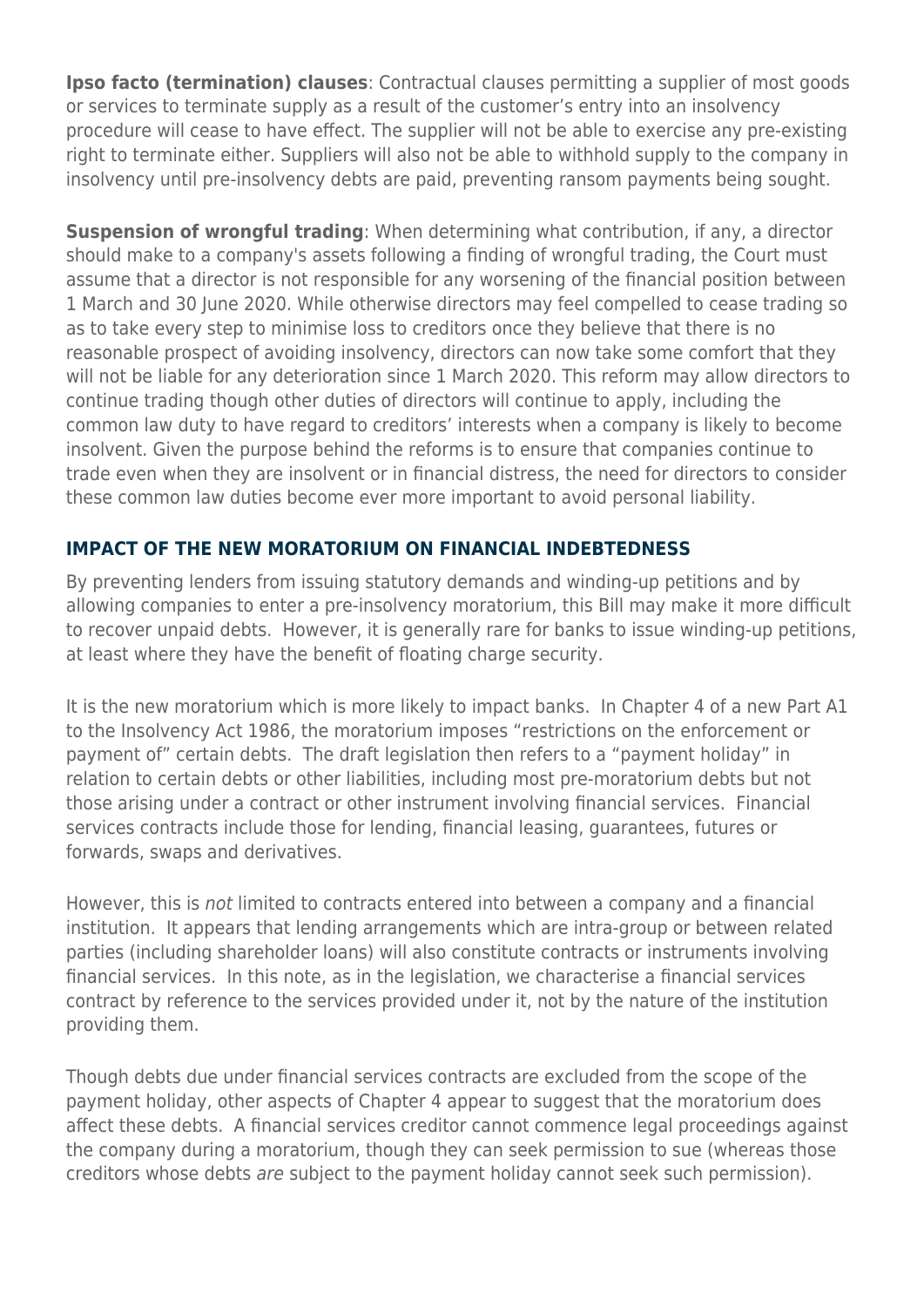**Ipso facto (termination) clauses**: Contractual clauses permitting a supplier of most goods or services to terminate supply as a result of the customer's entry into an insolvency procedure will cease to have effect. The supplier will not be able to exercise any pre-existing right to terminate either. Suppliers will also not be able to withhold supply to the company in insolvency until pre-insolvency debts are paid, preventing ransom payments being sought.

**Suspension of wrongful trading**: When determining what contribution, if any, a director should make to a company's assets following a finding of wrongful trading, the Court must assume that a director is not responsible for any worsening of the financial position between 1 March and 30 June 2020. While otherwise directors may feel compelled to cease trading so as to take every step to minimise loss to creditors once they believe that there is no reasonable prospect of avoiding insolvency, directors can now take some comfort that they will not be liable for any deterioration since 1 March 2020. This reform may allow directors to continue trading though other duties of directors will continue to apply, including the common law duty to have regard to creditors' interests when a company is likely to become insolvent. Given the purpose behind the reforms is to ensure that companies continue to trade even when they are insolvent or in financial distress, the need for directors to consider these common law duties become ever more important to avoid personal liability.

## IMPACT OF THE NEW MORATORIUM ON FINANCIAL INDEBTEDNESS

By preventing lenders from issuing statutory demands and winding-up petitions and by allowing companies to enter a pre-insolvency moratorium, this Bill may make it more difficult to recover unpaid debts. However, it is generally rare for banks to issue winding-up petitions, at least where they have the benefit of floating charge security.

It is the new moratorium which is more likely to impact banks. In Chapter 4 of a new Part A1 to the Insolvency Act 1986, the moratorium imposes "restrictions on the enforcement or payment of" certain debts. The draft legislation then refers to a "payment holiday" in relation to certain debts or other liabilities, including most pre-moratorium debts but not those arising under a contract or other instrument involving financial services. Financial services contracts include those for lending, financial leasing, guarantees, futures or forwards, swaps and derivatives.

However, this is *not* limited to contracts entered into between a company and a financial institution. It appears that lending arrangements which are intra-group or between related parties (including shareholder loans) will also constitute contracts or instruments involving financial services. In this note, as in the legislation, we characterise a financial services contract by reference to the services provided under it, not by the nature of the institution providing them.

Though debts due under financial services contracts are excluded from the scope of the payment holiday, other aspects of Chapter 4 appear to suggest that the moratorium does affect these debts. A financial services creditor cannot commence legal proceedings against the company during a moratorium, though they can seek permission to sue (whereas those creditors whose debts *are* subject to the payment holiday cannot seek such permission).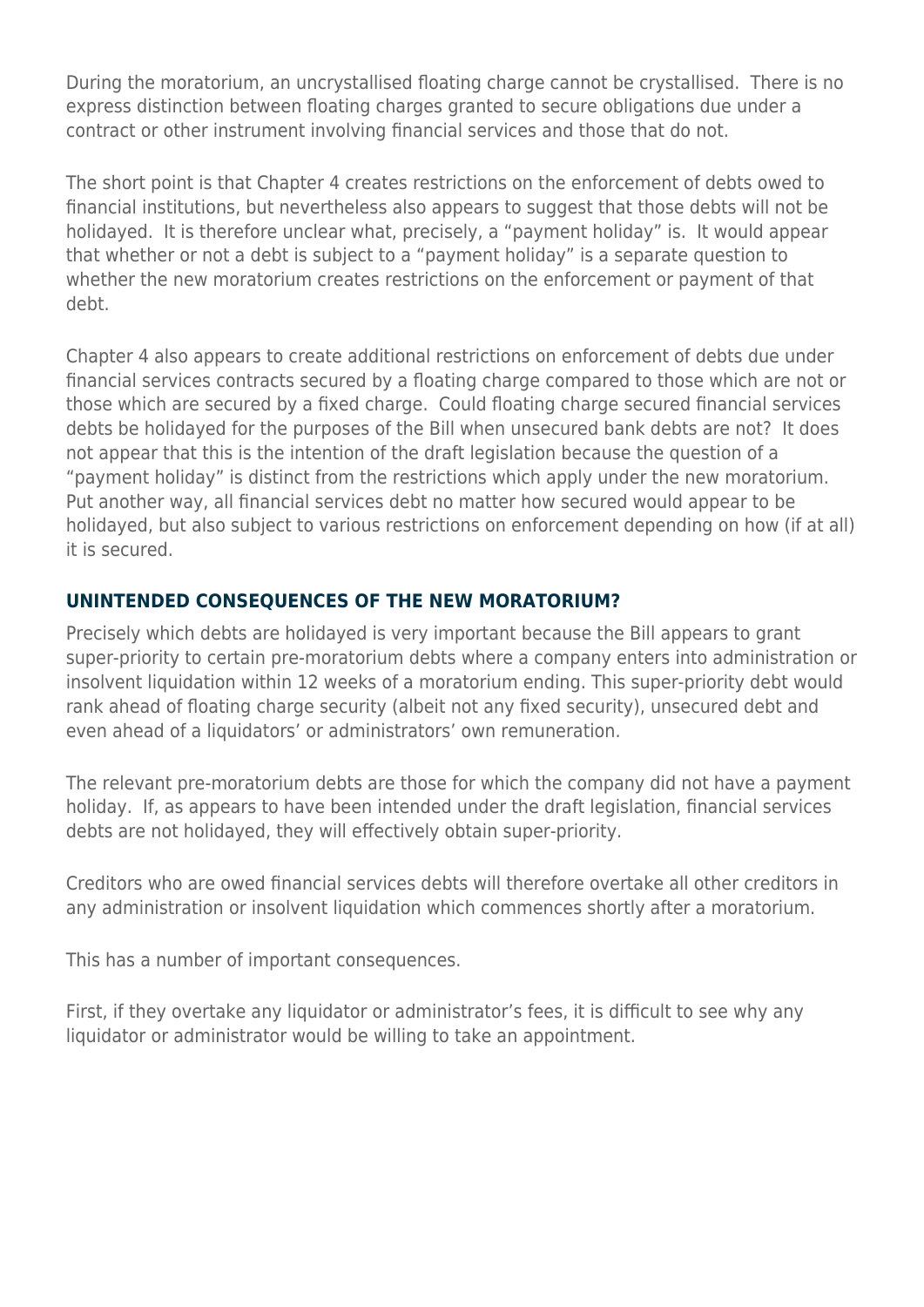During the moratorium, an uncrystallised floating charge cannot be crystallised.  There is no express distinction between floating charges granted to secure obligations due under a contract or other instrument involving financial services and those that do not.

The short point is that Chapter 4 creates restrictions on the enforcement of debts owed to financial institutions, but nevertheless also appears to suggest that those debts will not be holidayed.  It is therefore unclear what, precisely, a "payment holiday" is.  It would appear that whether or not a debt is subject to a "payment holiday" is a separate question to whether the new moratorium creates restrictions on the enforcement or payment of that debt.

Chapter 4 also appears to create additional restrictions on enforcement of debts due under financial services contracts secured by a floating charge compared to those which are not or those which are secured by a fixed charge.  Could floating charge secured financial services debts be holidayed for the purposes of the Bill when unsecured bank debts are not?  It does not appear that this is the intention of the draft legislation because the question of a "payment holiday" is distinct from the restrictions which apply under the new moratorium.  Put another way, all financial services debt no matter how secured would appear to be holidayed, but also subject to various restrictions on enforcement depending on how (if at all) it is secured.

## UNINTENDED CONSEQUENCES OF THE NEW MORATORIUM?

Precisely which debts are holidayed is very important because the Bill appears to grant super-priority to certain pre-moratorium debts where a company enters into administration or insolvent liquidation within 12 weeks of a moratorium ending. This super-priority debt would rank ahead of floating charge security (albeit not any fixed security), unsecured debt and even ahead of a liquidators' or administrators' own remuneration.

The relevant pre-moratorium debts are those for which the company did not have a payment holiday.  If, as appears to have been intended under the draft legislation, financial services debts are not holidayed, they will effectively obtain super-priority.

Creditors who are owed financial services debts will therefore overtake all other creditors in any administration or insolvent liquidation which commences shortly after a moratorium.

This has a number of important consequences.

First, if they overtake any liquidator or administrator's fees, it is difficult to see why any liquidator or administrator would be willing to take an appointment.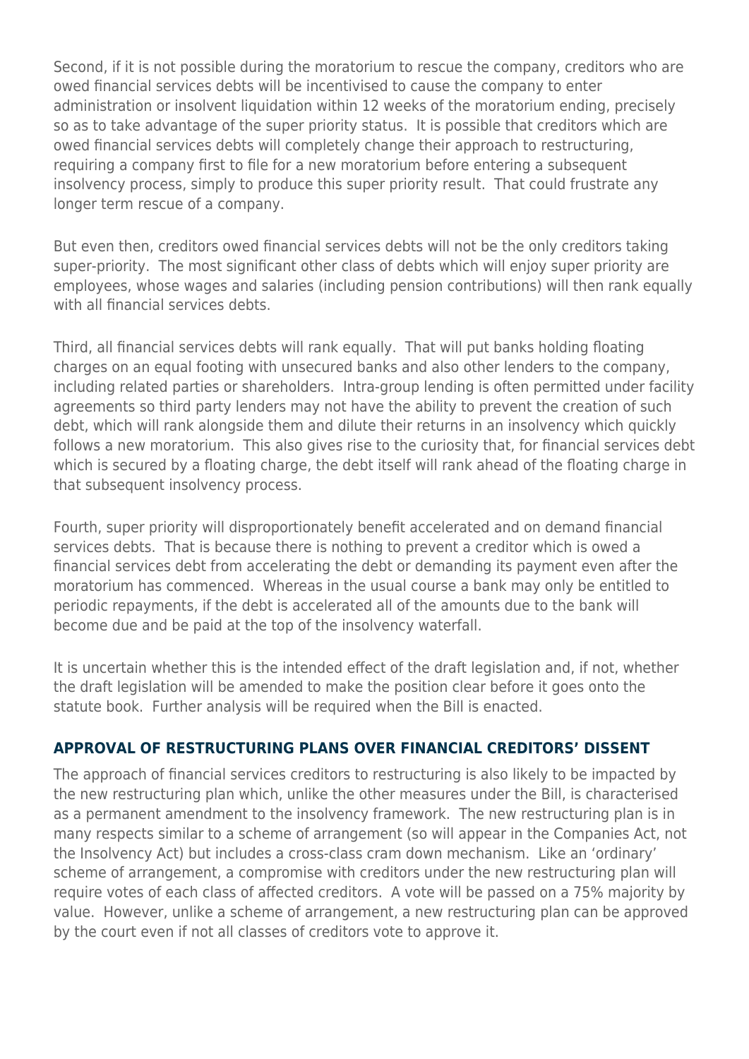Second, if it is not possible during the moratorium to rescue the company, creditors who are owed financial services debts will be incentivised to cause the company to enter administration or insolvent liquidation within 12 weeks of the moratorium ending, precisely so as to take advantage of the super priority status. It is possible that creditors which are owed financial services debts will completely change their approach to restructuring, requiring a company first to file for a new moratorium before entering a subsequent insolvency process, simply to produce this super priority result. That could frustrate any longer term rescue of a company.

But even then, creditors owed financial services debts will not be the only creditors taking super-priority. The most significant other class of debts which will enjoy super priority are employees, whose wages and salaries (including pension contributions) will then rank equally with all financial services debts.

Third, all financial services debts will rank equally. That will put banks holding floating charges on an equal footing with unsecured banks and also other lenders to the company, including related parties or shareholders. Intra-group lending is often permitted under facility agreements so third party lenders may not have the ability to prevent the creation of such debt, which will rank alongside them and dilute their returns in an insolvency which quickly follows a new moratorium. This also gives rise to the curiosity that, for financial services debt which is secured by a floating charge, the debt itself will rank ahead of the floating charge in that subsequent insolvency process.

Fourth, super priority will disproportionately benefit accelerated and on demand financial services debts. That is because there is nothing to prevent a creditor which is owed a financial services debt from accelerating the debt or demanding its payment even after the moratorium has commenced. Whereas in the usual course a bank may only be entitled to periodic repayments, if the debt is accelerated all of the amounts due to the bank will become due and be paid at the top of the insolvency waterfall.

It is uncertain whether this is the intended effect of the draft legislation and, if not, whether the draft legislation will be amended to make the position clear before it goes onto the statute book. Further analysis will be required when the Bill is enacted.

## APPROVAL OF RESTRUCTURING PLANS OVER FINANCIAL CREDITORS' DISSENT

The approach of financial services creditors to restructuring is also likely to be impacted by the new restructuring plan which, unlike the other measures under the Bill, is characterised as a permanent amendment to the insolvency framework. The new restructuring plan is in many respects similar to a scheme of arrangement (so will appear in the Companies Act, not the Insolvency Act) but includes a cross-class cram down mechanism. Like an 'ordinary' scheme of arrangement, a compromise with creditors under the new restructuring plan will require votes of each class of affected creditors. A vote will be passed on a 75% majority by value. However, unlike a scheme of arrangement, a new restructuring plan can be approved by the court even if not all classes of creditors vote to approve it.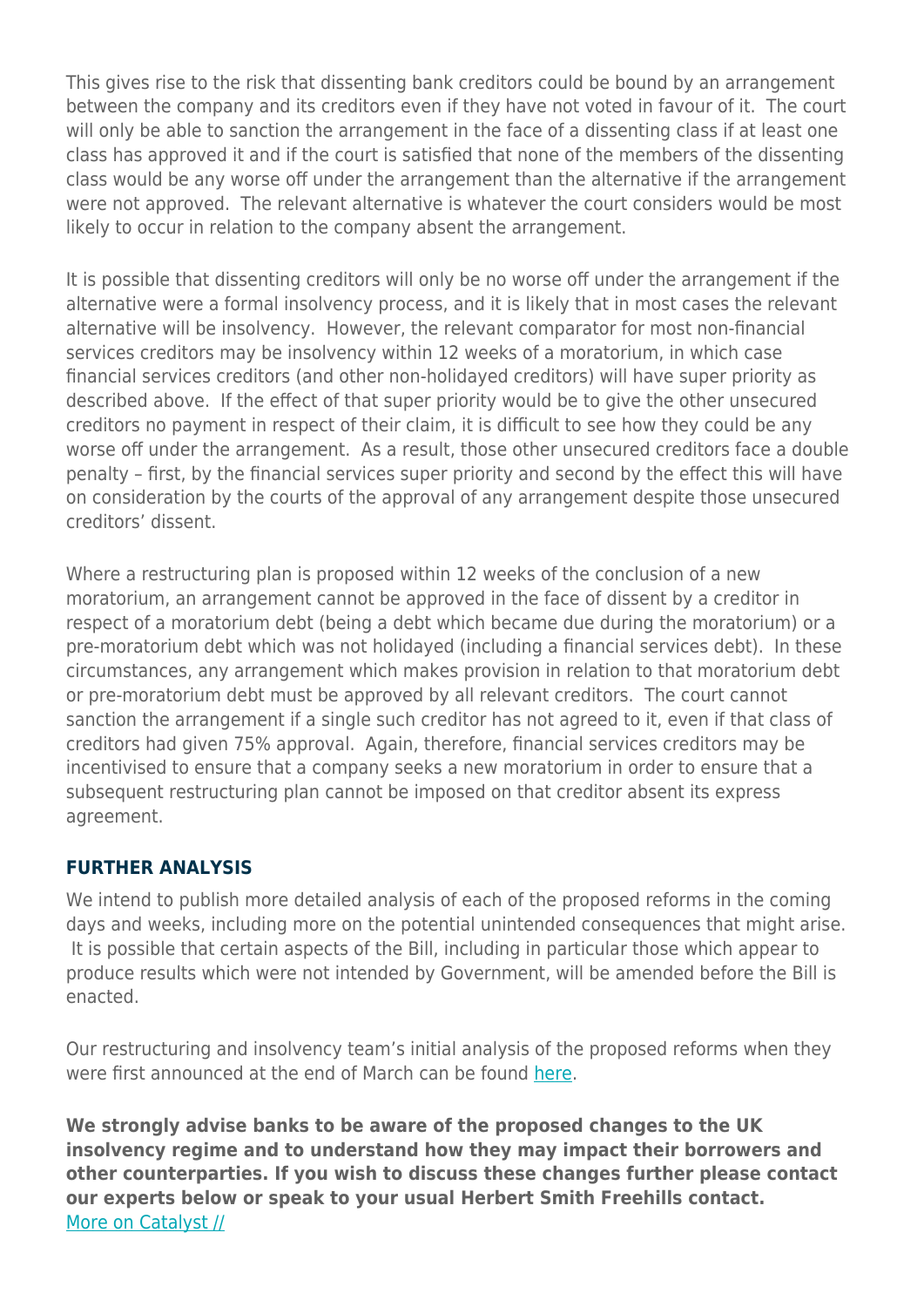This gives rise to the risk that dissenting bank creditors could be bound by an arrangement between the company and its creditors even if they have not voted in favour of it. The court will only be able to sanction the arrangement in the face of a dissenting class if at least one class has approved it and if the court is satisfied that none of the members of the dissenting class would be any worse off under the arrangement than the alternative if the arrangement were not approved. The relevant alternative is whatever the court considers would be most likely to occur in relation to the company absent the arrangement.

It is possible that dissenting creditors will only be no worse off under the arrangement if the alternative were a formal insolvency process, and it is likely that in most cases the relevant alternative will be insolvency. However, the relevant comparator for most non-financial services creditors may be insolvency within 12 weeks of a moratorium, in which case financial services creditors (and other non-holidayed creditors) will have super priority as described above. If the effect of that super priority would be to give the other unsecured creditors no payment in respect of their claim, it is difficult to see how they could be any worse off under the arrangement. As a result, those other unsecured creditors face a double penalty – first, by the financial services super priority and second by the effect this will have on consideration by the courts of the approval of any arrangement despite those unsecured creditors' dissent.

Where a restructuring plan is proposed within 12 weeks of the conclusion of a new moratorium, an arrangement cannot be approved in the face of dissent by a creditor in respect of a moratorium debt (being a debt which became due during the moratorium) or a pre-moratorium debt which was not holidayed (including a financial services debt). In these circumstances, any arrangement which makes provision in relation to that moratorium debt or pre-moratorium debt must be approved by all relevant creditors. The court cannot sanction the arrangement if a single such creditor has not agreed to it, even if that class of creditors had given 75% approval. Again, therefore, financial services creditors may be incentivised to ensure that a company seeks a new moratorium in order to ensure that a subsequent restructuring plan cannot be imposed on that creditor absent its express agreement.

## FURTHER ANALYSIS

We intend to publish more detailed analysis of each of the proposed reforms in the coming days and weeks, including more on the potential unintended consequences that might arise. It is possible that certain aspects of the Bill, including in particular those which appear to produce results which were not intended by Government, will be amended before the Bill is enacted.

Our restructuring and insolvency team's initial analysis of the proposed reforms when they were first announced at the end of March can be found here.

**We strongly advise banks to be aware of the proposed changes to the UK insolvency regime and to understand how they may impact their borrowers and other counterparties. If you wish to discuss these changes further please contact our experts below or speak to your usual Herbert Smith Freehills contact.**

More on Catalyst //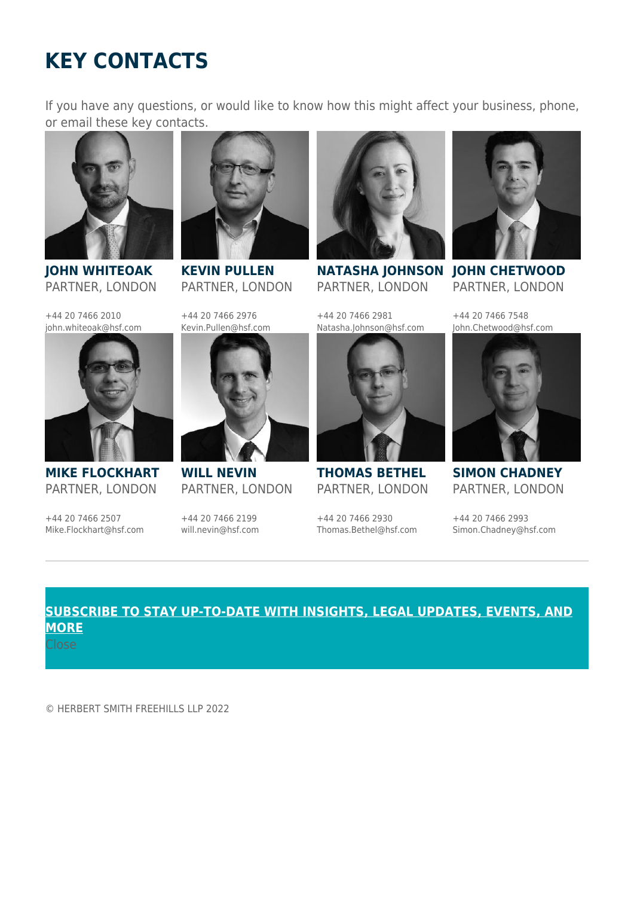# KEY CONTACTS

If you have any questions, or would like to know how this might affect your business, phone, or email these key contacts.

**JOHN WHITEOAK**
PARTNER, LONDON

+44 20 7466 2010
john.whiteoak@hsf.com

**KEVIN PULLEN**
PARTNER, LONDON

+44 20 7466 2976
Kevin.Pullen@hsf.com

**NATASHA JOHNSON**
PARTNER, LONDON

+44 20 7466 2981
Natasha.Johnson@hsf.com

**JOHN CHETWOOD**
PARTNER, LONDON

+44 20 7466 7548
John.Chetwood@hsf.com

**MIKE FLOCKHART**
PARTNER, LONDON

+44 20 7466 2507
Mike.Flockhart@hsf.com

**WILL NEVIN**
PARTNER, LONDON

+44 20 7466 2199
will.nevin@hsf.com

**THOMAS BETHEL**
PARTNER, LONDON

+44 20 7466 2930
Thomas.Bethel@hsf.com

**SIMON CHADNEY**
PARTNER, LONDON

+44 20 7466 2993
Simon.Chadney@hsf.com

---

**SUBSCRIBE TO STAY UP-TO-DATE WITH INSIGHTS, LEGAL UPDATES, EVENTS, AND MORE**
Close

© HERBERT SMITH FREEHILLS LLP 2022